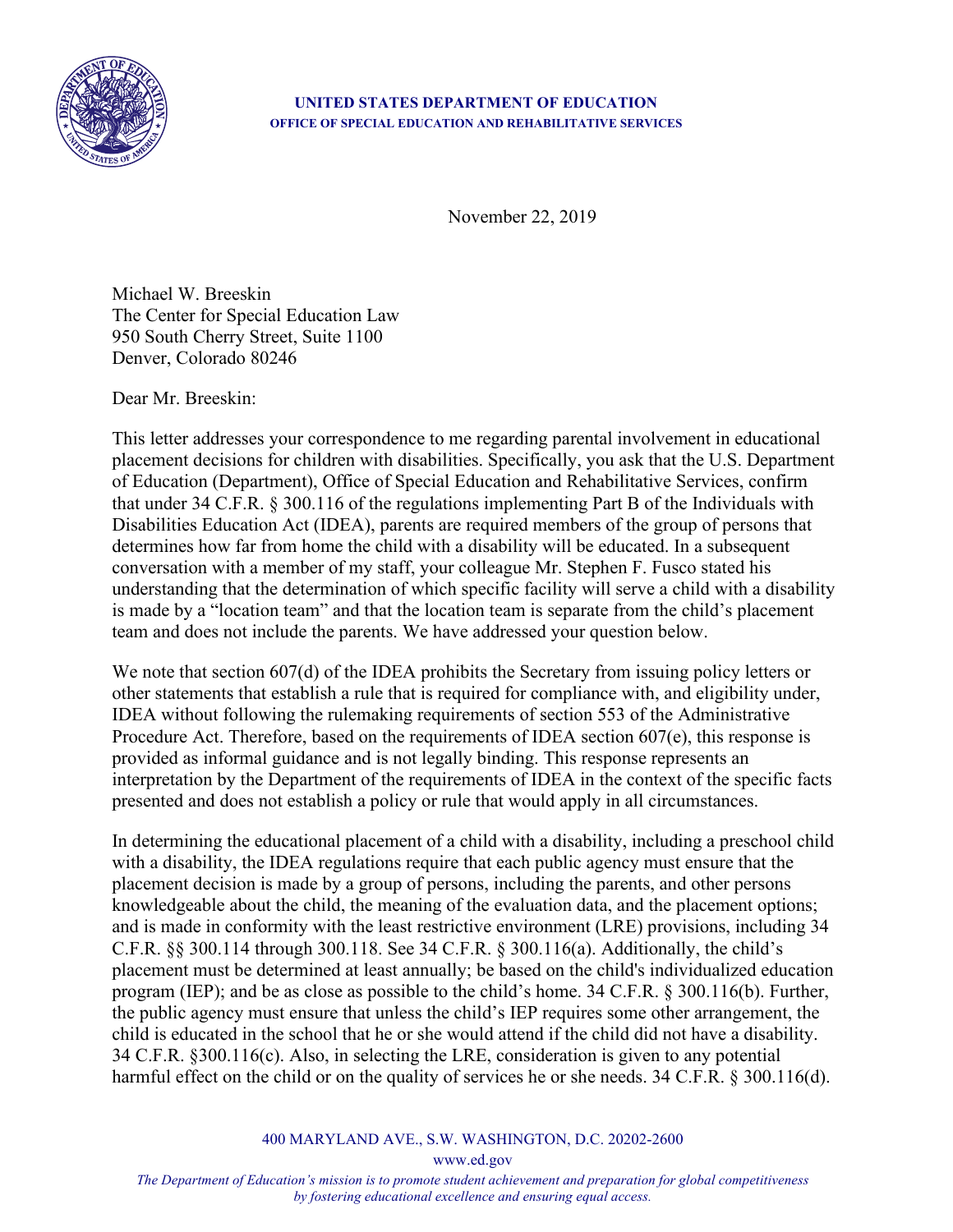**UNITED STATES DEPARTMENT OF EDUCATION**
**OFFICE OF SPECIAL EDUCATION AND REHABILITATIVE SERVICES**

November 22, 2019

Michael W. Breeskin
The Center for Special Education Law
950 South Cherry Street, Suite 1100
Denver, Colorado 80246

Dear Mr. Breeskin:

This letter addresses your correspondence to me regarding parental involvement in educational placement decisions for children with disabilities. Specifically, you ask that the U.S. Department of Education (Department), Office of Special Education and Rehabilitative Services, confirm that under 34 C.F.R. § 300.116 of the regulations implementing Part B of the Individuals with Disabilities Education Act (IDEA), parents are required members of the group of persons that determines how far from home the child with a disability will be educated. In a subsequent conversation with a member of my staff, your colleague Mr. Stephen F. Fusco stated his understanding that the determination of which specific facility will serve a child with a disability is made by a "location team" and that the location team is separate from the child's placement team and does not include the parents. We have addressed your question below.

We note that section 607(d) of the IDEA prohibits the Secretary from issuing policy letters or other statements that establish a rule that is required for compliance with, and eligibility under, IDEA without following the rulemaking requirements of section 553 of the Administrative Procedure Act. Therefore, based on the requirements of IDEA section 607(e), this response is provided as informal guidance and is not legally binding. This response represents an interpretation by the Department of the requirements of IDEA in the context of the specific facts presented and does not establish a policy or rule that would apply in all circumstances.

In determining the educational placement of a child with a disability, including a preschool child with a disability, the IDEA regulations require that each public agency must ensure that the placement decision is made by a group of persons, including the parents, and other persons knowledgeable about the child, the meaning of the evaluation data, and the placement options; and is made in conformity with the least restrictive environment (LRE) provisions, including 34 C.F.R. §§ 300.114 through 300.118. See 34 C.F.R. § 300.116(a). Additionally, the child's placement must be determined at least annually; be based on the child's individualized education program (IEP); and be as close as possible to the child's home. 34 C.F.R. § 300.116(b). Further, the public agency must ensure that unless the child's IEP requires some other arrangement, the child is educated in the school that he or she would attend if the child did not have a disability. 34 C.F.R. §300.116(c). Also, in selecting the LRE, consideration is given to any potential harmful effect on the child or on the quality of services he or she needs. 34 C.F.R. § 300.116(d).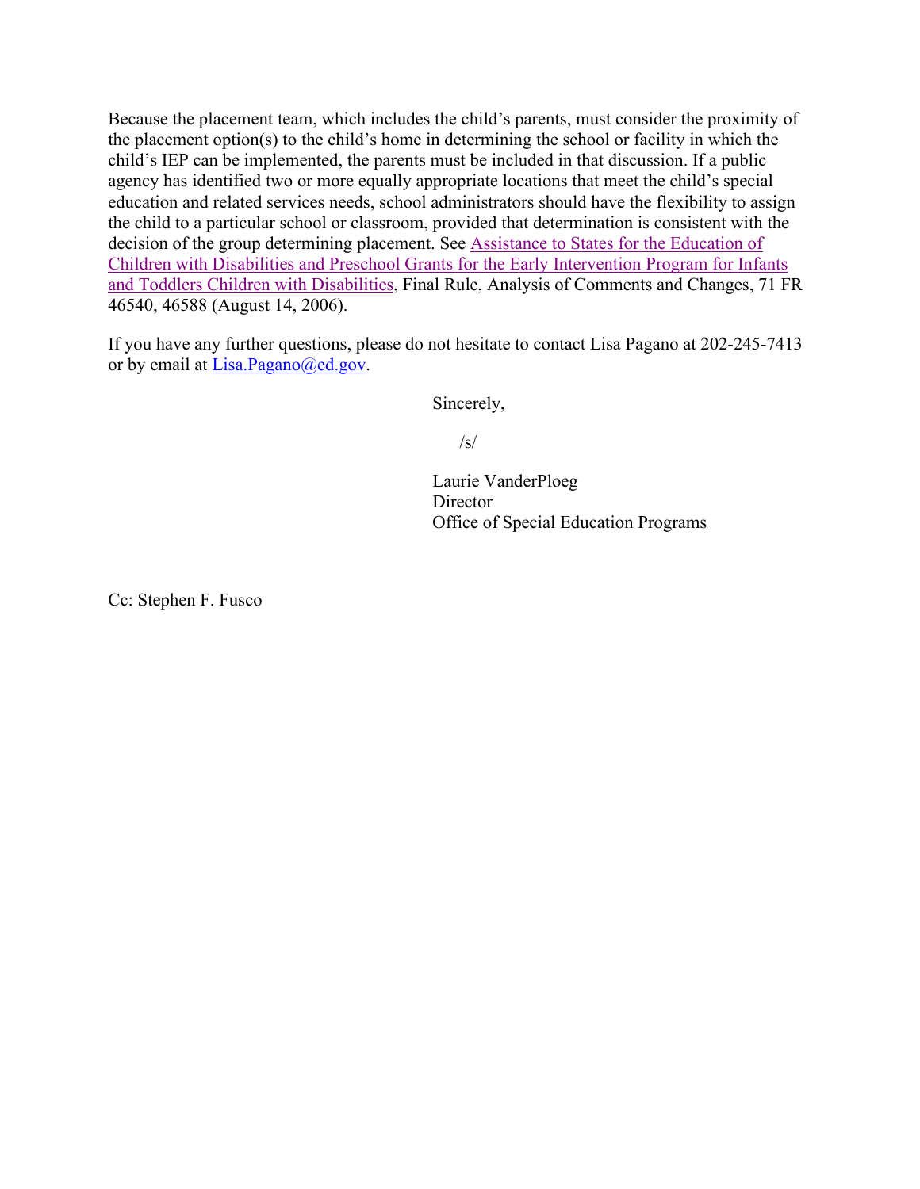Because the placement team, which includes the child's parents, must consider the proximity of the placement option(s) to the child's home in determining the school or facility in which the child's IEP can be implemented, the parents must be included in that discussion. If a public agency has identified two or more equally appropriate locations that meet the child's special education and related services needs, school administrators should have the flexibility to assign the child to a particular school or classroom, provided that determination is consistent with the decision of the group determining placement. See Assistance to States for the Education of Children with Disabilities and Preschool Grants for the Early Intervention Program for Infants and Toddlers Children with Disabilities, Final Rule, Analysis of Comments and Changes, 71 FR 46540, 46588 (August 14, 2006).

If you have any further questions, please do not hesitate to contact Lisa Pagano at 202-245-7413 or by email at Lisa.Pagano@ed.gov.

Sincerely,

/s/

Laurie VanderPloeg
Director
Office of Special Education Programs

Cc: Stephen F. Fusco